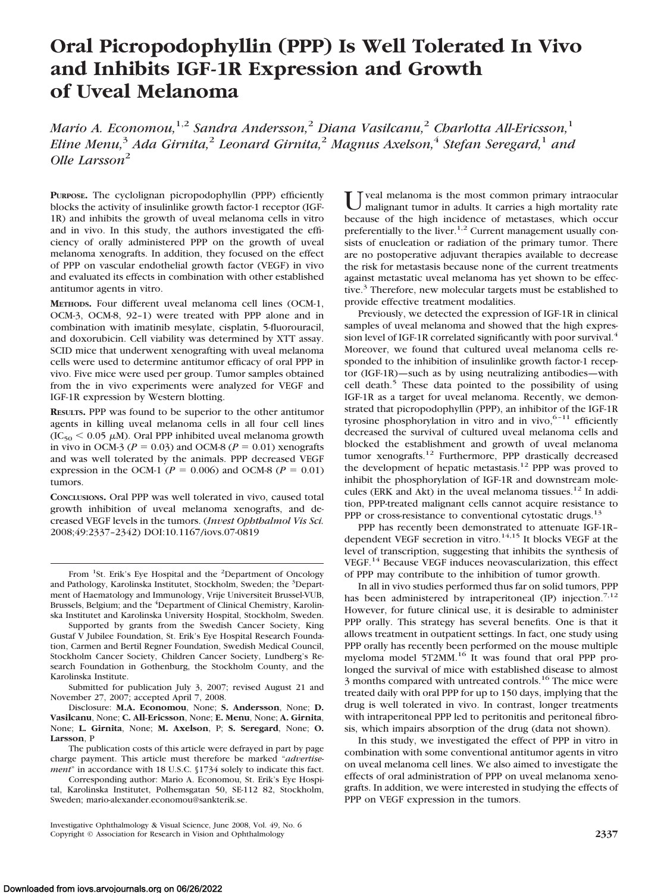# Oral Picropodophyllin (PPP) Is Well Tolerated In Vivo and Inhibits IGF-1R Expression and Growth of Uveal Melanoma

*Mario A. Economou,[1,2] Sandra Andersson,[2] Diana Vasilcanu,[2] Charlotta All-Ericsson,[1] Eline Menu,[3] Ada Girnita,[2] Leonard Girnita,[2] Magnus Axelson,[4] Stefan Seregard,[1] and Olle Larsson[2]*

**PURPOSE.** The cyclolignan picropodophyllin (PPP) efficiently blocks the activity of insulinlike growth factor-1 receptor (IGF-1R) and inhibits the growth of uveal melanoma cells in vitro and in vivo. In this study, the authors investigated the efficiency of orally administered PPP on the growth of uveal melanoma xenografts. In addition, they focused on the effect of PPP on vascular endothelial growth factor (VEGF) in vivo and evaluated its effects in combination with other established antitumor agents in vitro.

**METHODS.** Four different uveal melanoma cell lines (OCM-1, OCM-3, OCM-8, 92-1) were treated with PPP alone and in combination with imatinib mesylate, cisplatin, 5-fluorouracil, and doxorubicin. Cell viability was determined by XTT assay. SCID mice that underwent xenografting with uveal melanoma cells were used to determine antitumor efficacy of oral PPP in vivo. Five mice were used per group. Tumor samples obtained from the in vivo experiments were analyzed for VEGF and IGF-1R expression by Western blotting.

**RESULTS.** PPP was found to be superior to the other antitumor agents in killing uveal melanoma cells in all four cell lines ($IC_{50} < 0.05$ μM). Oral PPP inhibited uveal melanoma growth in vivo in OCM-3 ($P = 0.03$) and OCM-8 ($P = 0.01$) xenografts and was well tolerated by the animals. PPP decreased VEGF expression in the OCM-1 ($P = 0.006$) and OCM-8 ($P = 0.01$) tumors.

**CONCLUSIONS.** Oral PPP was well tolerated in vivo, caused total growth inhibition of uveal melanoma xenografts, and decreased VEGF levels in the tumors. (*Invest Ophthalmol Vis Sci.* 2008;49:2337–2342) DOI:10.1167/iovs.07-0819

From [1]St. Erik's Eye Hospital and the [2]Department of Oncology and Pathology, Karolinska Institutet, Stockholm, Sweden; the [3]Department of Haematology and Immunology, Vrije Universiteit Brussel-VUB, Brussels, Belgium; and the [4]Department of Clinical Chemistry, Karolinska Institutet and Karolinska University Hospital, Stockholm, Sweden.

Supported by grants from the Swedish Cancer Society, King Gustaf V Jubilee Foundation, St. Erik's Eye Hospital Research Foundation, Carmen and Bertil Regner Foundation, Swedish Medical Council, Stockholm Cancer Society, Children Cancer Society, Lundberg's Research Foundation in Gothenburg, the Stockholm County, and the Karolinska Institute.

Submitted for publication July 3, 2007; revised August 21 and November 27, 2007; accepted April 7, 2008.

Disclosure: **M.A. Economou**, None; **S. Andersson**, None; **D. Vasilcanu**, None; **C. All-Ericsson**, None; **E. Menu**, None; **A. Girnita**, None; **L. Girnita**, None; **M. Axelson**, P; **S. Seregard**, None; **O. Larsson**, P

The publication costs of this article were defrayed in part by page charge payment. This article must therefore be marked "*advertisement*" in accordance with 18 U.S.C. §1734 solely to indicate this fact.

Corresponding author: Mario A. Economou, St. Erik's Eye Hospital, Karolinska Institutet, Polhemsgatan 50, SE-112 82, Stockholm, Sweden; mario-alexander.economou@sankterik.se.

Uveal melanoma is the most common primary intraocular malignant tumor in adults. It carries a high mortality rate because of the high incidence of metastases, which occur preferentially to the liver.[1,2] Current management usually consists of enucleation or radiation of the primary tumor. There are no postoperative adjuvant therapies available to decrease the risk for metastasis because none of the current treatments against metastatic uveal melanoma has yet shown to be effective.[3] Therefore, new molecular targets must be established to provide effective treatment modalities.

Previously, we detected the expression of IGF-1R in clinical samples of uveal melanoma and showed that the high expression level of IGF-1R correlated significantly with poor survival.[4] Moreover, we found that cultured uveal melanoma cells responded to the inhibition of insulinlike growth factor-1 receptor (IGF-1R)—such as by using neutralizing antibodies—with cell death.[5] These data pointed to the possibility of using IGF-1R as a target for uveal melanoma. Recently, we demonstrated that picropodophyllin (PPP), an inhibitor of the IGF-1R tyrosine phosphorylation in vitro and in vivo,[6–11] efficiently decreased the survival of cultured uveal melanoma cells and blocked the establishment and growth of uveal melanoma tumor xenografts.[12] Furthermore, PPP drastically decreased the development of hepatic metastasis.[12] PPP was proved to inhibit the phosphorylation of IGF-1R and downstream molecules (ERK and Akt) in the uveal melanoma tissues.[12] In addition, PPP-treated malignant cells cannot acquire resistance to PPP or cross-resistance to conventional cytostatic drugs.[13]

PPP has recently been demonstrated to attenuate IGF-1R–dependent VEGF secretion in vitro.[14,15] It blocks VEGF at the level of transcription, suggesting that inhibits the synthesis of VEGF.[14] Because VEGF induces neovascularization, this effect of PPP may contribute to the inhibition of tumor growth.

In all in vivo studies performed thus far on solid tumors, PPP has been administered by intraperitoneal (IP) injection.[7,12] However, for future clinical use, it is desirable to administer PPP orally. This strategy has several benefits. One is that it allows treatment in outpatient settings. In fact, one study using PPP orally has recently been performed on the mouse multiple myeloma model 5T2MM.[16] It was found that oral PPP prolonged the survival of mice with established disease to almost 3 months compared with untreated controls.[16] The mice were treated daily with oral PPP for up to 150 days, implying that the drug is well tolerated in vivo. In contrast, longer treatments with intraperitoneal PPP led to peritonitis and peritoneal fibrosis, which impairs absorption of the drug (data not shown).

In this study, we investigated the effect of PPP in vitro in combination with some conventional antitumor agents in vitro on uveal melanoma cell lines. We also aimed to investigate the effects of oral administration of PPP on uveal melanoma xenografts. In addition, we were interested in studying the effects of PPP on VEGF expression in the tumors.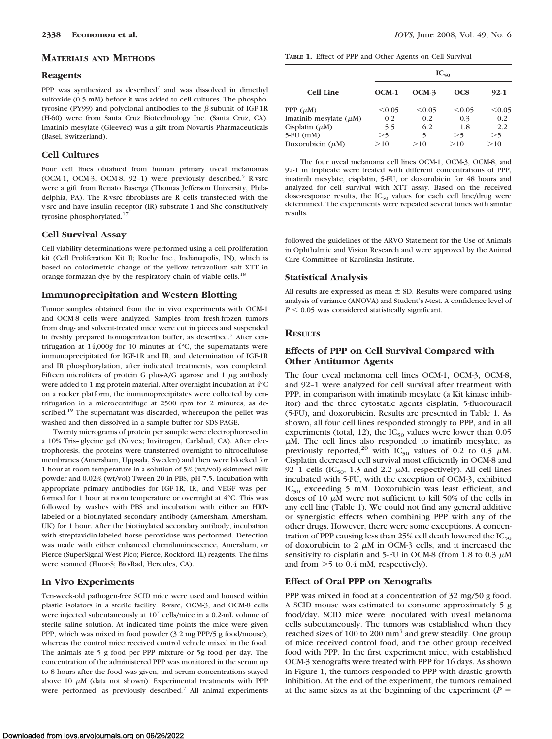## MATERIALS AND METHODS

### Reagents

PPP was synthesized as described[7] and was dissolved in dimethyl sulfoxide (0.5 mM) before it was added to cell cultures. The phosphotyrosine (PY99) and polyclonal antibodies to the β-subunit of IGF-1R (H-60) were from Santa Cruz Biotechnology Inc. (Santa Cruz, CA). Imatinib mesylate (Gleevec) was a gift from Novartis Pharmaceuticals (Basel, Switzerland).

### Cell Cultures

Four cell lines obtained from human primary uveal melanomas (OCM-1, OCM-3, OCM-8, 92–1) were previously described.[5] R-vsrc were a gift from Renato Baserga (Thomas Jefferson University, Philadelphia, PA). The R-vsrc fibroblasts are R cells transfected with the v-src and have insulin receptor (IR) substrate-1 and Shc constitutively tyrosine phosphorylated.[17]

### Cell Survival Assay

Cell viability determinations were performed using a cell proliferation kit (Cell Proliferation Kit II; Roche Inc., Indianapolis, IN), which is based on colorimetric change of the yellow tetrazolium salt XTT in orange formazan dye by the respiratory chain of viable cells.[18]

### Immunoprecipitation and Western Blotting

Tumor samples obtained from the in vivo experiments with OCM-1 and OCM-8 cells were analyzed. Samples from fresh-frozen tumors from drug- and solvent-treated mice were cut in pieces and suspended in freshly prepared homogenization buffer, as described.[7] After centrifugation at 14,000*g* for 10 minutes at 4°C, the supernatants were immunoprecipitated for IGF-1R and IR, and determination of IGF-1R and IR phosphorylation, after indicated treatments, was completed. Fifteen microliters of protein G plus-A/G agarose and 1 μg antibody were added to 1 mg protein material. After overnight incubation at 4°C on a rocker platform, the immunoprecipitates were collected by centrifugation in a microcentrifuge at 2500 rpm for 2 minutes, as described.[19] The supernatant was discarded, whereupon the pellet was washed and then dissolved in a sample buffer for SDS-PAGE.

Twenty micrograms of protein per sample were electrophoresed in a 10% Tris–glycine gel (Novex; Invitrogen, Carlsbad, CA). After electrophoresis, the proteins were transferred overnight to nitrocellulose membranes (Amersham, Uppsala, Sweden) and then were blocked for 1 hour at room temperature in a solution of 5% (wt/vol) skimmed milk powder and 0.02% (wt/vol) Tween 20 in PBS, pH 7.5. Incubation with appropriate primary antibodies for IGF-1R, IR, and VEGF was performed for 1 hour at room temperature or overnight at 4°C. This was followed by washes with PBS and incubation with either an HRP-labeled or a biotinylated secondary antibody (Amersham, Amersham, UK) for 1 hour. After the biotinylated secondary antibody, incubation with streptavidin-labeled horse peroxidase was performed. Detection was made with either enhanced chemiluminescence, Amersham, or Pierce (SuperSignal West Pico; Pierce, Rockford, IL) reagents. The films were scanned (Fluor-S; Bio-Rad, Hercules, CA).

### In Vivo Experiments

Ten-week-old pathogen-free SCID mice were used and housed within plastic isolators in a sterile facility. R-vsrc, OCM-3, and OCM-8 cells were injected subcutaneously at $10^7$ cells/mice in a 0.2-mL volume of sterile saline solution. At indicated time points the mice were given PPP, which was mixed in food powder (3.2 mg PPP/5 g food/mouse), whereas the control mice received control vehicle mixed in the food. The animals ate 5 g food per PPP mixture or 5g food per day. The concentration of the administered PPP was monitored in the serum up to 8 hours after the food was given, and serum concentrations stayed above 10 μM (data not shown). Experimental treatments with PPP were performed, as previously described.[7] All animal experiments followed the guidelines of the ARVO Statement for the Use of Animals in Ophthalmic and Vision Research and were approved by the Animal Care Committee of Karolinska Institute.

**TABLE 1.** Effect of PPP and Other Agents on Cell Survival

| Cell Line | $IC_{50}$ | | | |
|---|---|---|---|---|
| | OCM-1 | OCM-3 | OC8 | 92-1 |
| PPP (μM) | <0.05 | <0.05 | <0.05 | <0.05 |
| Imatinib mesylate (μM) | 0.2 | 0.2 | 0.3 | 0.2 |
| Cisplatin (μM) | 5.5 | 6.2 | 1.8 | 2.2 |
| 5-FU (mM) | >5 | 5 | >5 | >5 |
| Doxorubicin (μM) | >10 | >10 | >10 | >10 |

The four uveal melanoma cell lines OCM-1, OCM-3, OCM-8, and 92-1 in triplicate were treated with different concentrations of PPP, imatinib mesylate, cisplatin, 5-FU, or doxorubicin for 48 hours and analyzed for cell survival with XTT assay. Based on the received dose-response results, the $IC_{50}$ values for each cell line/drug were determined. The experiments were repeated several times with similar results.

### Statistical Analysis

All results are expressed as mean ± SD. Results were compared using analysis of variance (ANOVA) and Student's *t*-test. A confidence level of $P < 0.05$ was considered statistically significant.

## RESULTS

### Effects of PPP on Cell Survival Compared with Other Antitumor Agents

The four uveal melanoma cell lines OCM-1, OCM-3, OCM-8, and 92–1 were analyzed for cell survival after treatment with PPP, in comparison with imatinib mesylate (a Kit kinase inhibitor) and the three cytostatic agents cisplatin, 5-fluorouracil (5-FU), and doxorubicin. Results are presented in Table 1. As shown, all four cell lines responded strongly to PPP, and in all experiments (total, 12), the $IC_{50}$ values were lower than 0.05 μM. The cell lines also responded to imatinib mesylate, as previously reported,[20] with $IC_{50}$ values of 0.2 to 0.3 μM. Cisplatin decreased cell survival most efficiently in OCM-8 and 92–1 cells ($IC_{50}$, 1.3 and 2.2 μM, respectively). All cell lines incubated with 5-FU, with the exception of OCM-3, exhibited $IC_{50}$ exceeding 5 mM. Doxorubicin was least efficient, and doses of 10 μM were not sufficient to kill 50% of the cells in any cell line (Table 1). We could not find any general additive or synergistic effects when combining PPP with any of the other drugs. However, there were some exceptions. A concentration of PPP causing less than 25% cell death lowered the $IC_{50}$ of doxorubicin to 2 μM in OCM-3 cells, and it increased the sensitivity to cisplatin and 5-FU in OCM-8 (from 1.8 to 0.3 μM and from >5 to 0.4 mM, respectively).

### Effect of Oral PPP on Xenografts

PPP was mixed in food at a concentration of 32 mg/50 g food. A SCID mouse was estimated to consume approximately 5 g food/day. SCID mice were inoculated with uveal melanoma cells subcutaneously. The tumors was established when they reached sizes of 100 to 200 $mm^3$ and grew steadily. One group of mice received control food, and the other group received food with PPP. In the first experiment mice, with established OCM-3 xenografts were treated with PPP for 16 days. As shown in Figure 1, the tumors responded to PPP with drastic growth inhibition. At the end of the experiment, the tumors remained at the same sizes as at the beginning of the experiment ($P =$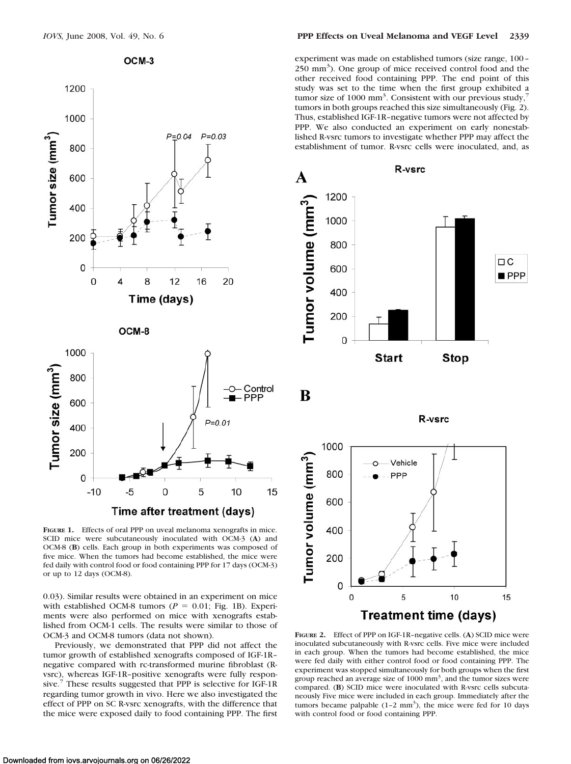OCM-3

Tumor size (mm³)

1200
1000
800
600
400
200
0

P=0.04 P=0.03

0 4 8 12 16 20

Time (days)

OCM-8

Tumor size (mm³)

1000
800
600
400
200
0

Control
PPP

P=0.01

-10 -5 0 5 10 15

Time after treatment (days)

**Figure 1.** Effects of oral PPP on uveal melanoma xenografts in mice. SCID mice were subcutaneously inoculated with OCM-3 (**A**) and OCM-8 (**B**) cells. Each group in both experiments was composed of five mice. When the tumors had become established, the mice were fed daily with control food or food containing PPP for 17 days (OCM-3) or up to 12 days (OCM-8).

0.03). Similar results were obtained in an experiment on mice with established OCM-8 tumors ($P = 0.01$; Fig. 1B). Experiments were also performed on mice with xenografts established from OCM-1 cells. The results were similar to those of OCM-3 and OCM-8 tumors (data not shown).

Previously, we demonstrated that PPP did not affect the tumor growth of established xenografts composed of IGF-1R–negative compared with rc-transformed murine fibroblast (R-vsrc), whereas IGF-1R–positive xenografts were fully responsive.[7] These results suggested that PPP is selective for IGF-1R regarding tumor growth in vivo. Here we also investigated the effect of PPP on SC R-vsrc xenografts, with the difference that the mice were exposed daily to food containing PPP. The first experiment was made on established tumors (size range, 100–250 mm³). One group of mice received control food and the other received food containing PPP. The end point of this study was set to the time when the first group exhibited a tumor size of 1000 mm³. Consistent with our previous study,[7] tumors in both groups reached this size simultaneously (Fig. 2). Thus, established IGF-1R–negative tumors were not affected by PPP. We also conducted an experiment on early nonestablished R-vsrc tumors to investigate whether PPP may affect the establishment of tumor. R-vsrc cells were inoculated, and, as

A

R-vsrc

Tumor volume (mm³)

1200
1000
800
600
400
200
0

C
PPP

Start Stop

B

R-vsrc

Tumor volume (mm³)

1000
800
600
400
200
0

Vehicle
PPP

0 5 10 15

Treatment time (days)

**Figure 2.** Effect of PPP on IGF-1R–negative cells. (**A**) SCID mice were inoculated subcutaneously with R-vsrc cells. Five mice were included in each group. When the tumors had become established, the mice were fed daily with either control food or food containing PPP. The experiment was stopped simultaneously for both groups when the first group reached an average size of 1000 mm³, and the tumor sizes were compared. (**B**) SCID mice were inoculated with R-vsrc cells subcutaneously Five mice were included in each group. Immediately after the tumors became palpable (1–2 mm³), the mice were fed for 10 days with control food or food containing PPP.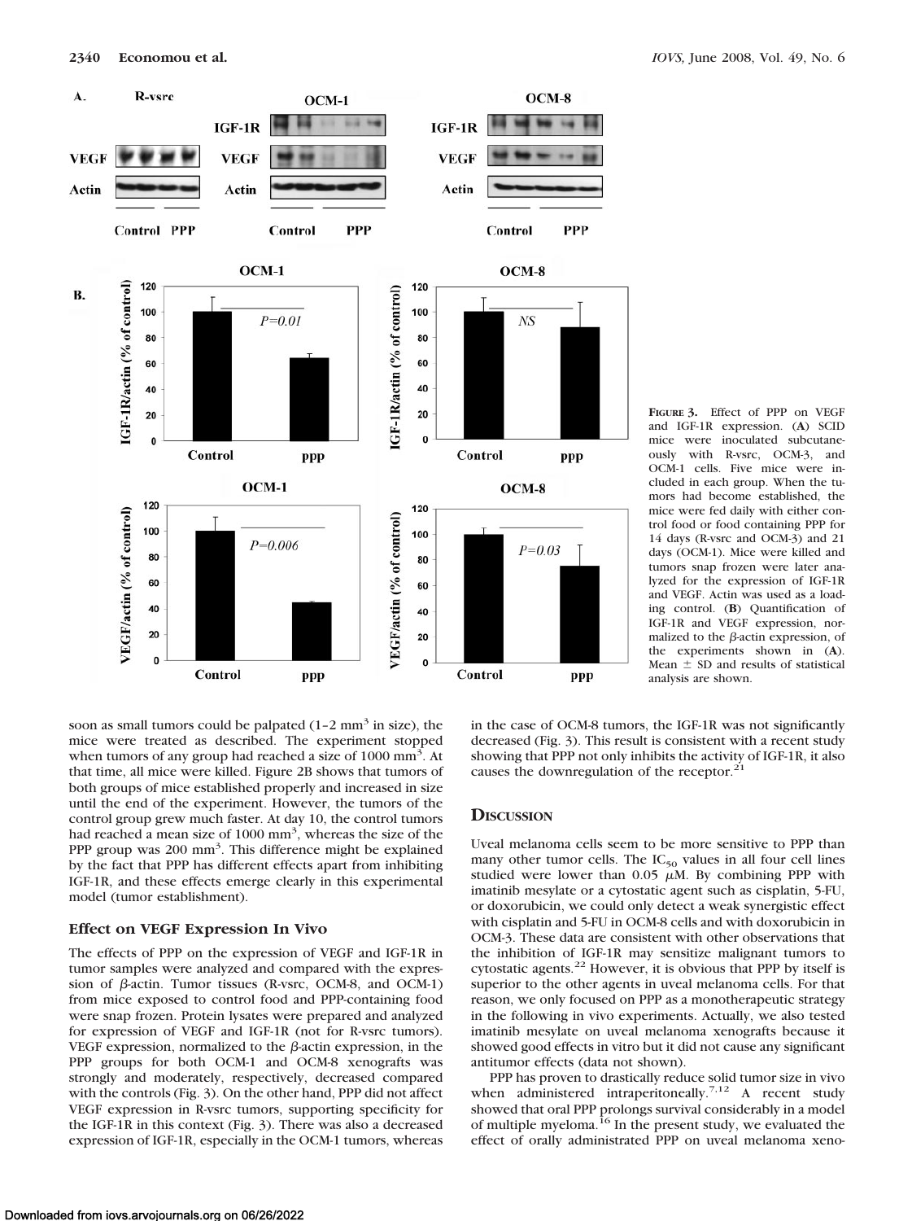A. R-vsrc OCM-1 OCM-8

IGF-1R IGF-1R

VEGF VEGF VEGF

Actin Actin Actin

Control PPP Control PPP Control PPP

B.

OCM-1

IGF-1R/actin (% of control)

120 100 80 60 40 20 0

P=0.01

Control ppp

OCM-8

IGF-1R/actin (% of control)

120 100 80 60 40 20 0

NS

Control ppp

OCM-1

VEGF/actin (% of control)

120 100 80 60 40 20 0

P=0.006

Control ppp

OCM-8

VEGF/actin (% of control)

120 100 80 60 40 20 0

P=0.03

Control ppp

**Figure 3.** Effect of PPP on VEGF and IGF-1R expression. (**A**) SCID mice were inoculated subcutaneously with R-vsrc, OCM-3, and OCM-1 cells. Five mice were included in each group. When the tumors had become established, the mice were fed daily with either control food or food containing PPP for 14 days (R-vsrc and OCM-3) and 21 days (OCM-1). Mice were killed and tumors snap frozen were later analyzed for the expression of IGF-1R and VEGF. Actin was used as a loading control. (**B**) Quantification of IGF-1R and VEGF expression, normalized to the β-actin expression, of the experiments shown in (**A**). Mean ± SD and results of statistical analysis are shown.

soon as small tumors could be palpated (1–2 mm$^3$ in size), the mice were treated as described. The experiment stopped when tumors of any group had reached a size of 1000 mm$^3$. At that time, all mice were killed. Figure 2B shows that tumors of both groups of mice established properly and increased in size until the end of the experiment. However, the tumors of the control group grew much faster. At day 10, the control tumors had reached a mean size of 1000 mm$^3$, whereas the size of the PPP group was 200 mm$^3$. This difference might be explained by the fact that PPP has different effects apart from inhibiting IGF-1R, and these effects emerge clearly in this experimental model (tumor establishment).

### Effect on VEGF Expression In Vivo

The effects of PPP on the expression of VEGF and IGF-1R in tumor samples were analyzed and compared with the expression of β-actin. Tumor tissues (R-vsrc, OCM-8, and OCM-1) from mice exposed to control food and PPP-containing food were snap frozen. Protein lysates were prepared and analyzed for expression of VEGF and IGF-1R (not for R-vsrc tumors). VEGF expression, normalized to the β-actin expression, in the PPP groups for both OCM-1 and OCM-8 xenografts was strongly and moderately, respectively, decreased compared with the controls (Fig. 3). On the other hand, PPP did not affect VEGF expression in R-vsrc tumors, supporting specificity for the IGF-1R in this context (Fig. 3). There was also a decreased expression of IGF-1R, especially in the OCM-1 tumors, whereas in the case of OCM-8 tumors, the IGF-1R was not significantly decreased (Fig. 3). This result is consistent with a recent study showing that PPP not only inhibits the activity of IGF-1R, it also causes the downregulation of the receptor.[21]

## Discussion

Uveal melanoma cells seem to be more sensitive to PPP than many other tumor cells. The $IC_{50}$ values in all four cell lines studied were lower than 0.05 μM. By combining PPP with imatinib mesylate or a cytostatic agent such as cisplatin, 5-FU, or doxorubicin, we could only detect a weak synergistic effect with cisplatin and 5-FU in OCM-8 cells and with doxorubicin in OCM-3. These data are consistent with other observations that the inhibition of IGF-1R may sensitize malignant tumors to cytostatic agents.[22] However, it is obvious that PPP by itself is superior to the other agents in uveal melanoma cells. For that reason, we only focused on PPP as a monotherapeutic strategy in the following in vivo experiments. Actually, we also tested imatinib mesylate on uveal melanoma xenografts because it showed good effects in vitro but it did not cause any significant antitumor effects (data not shown).

PPP has proven to drastically reduce solid tumor size in vivo when administered intraperitoneally.[7,12] A recent study showed that oral PPP prolongs survival considerably in a model of multiple myeloma.[16] In the present study, we evaluated the effect of orally administrated PPP on uveal melanoma xeno-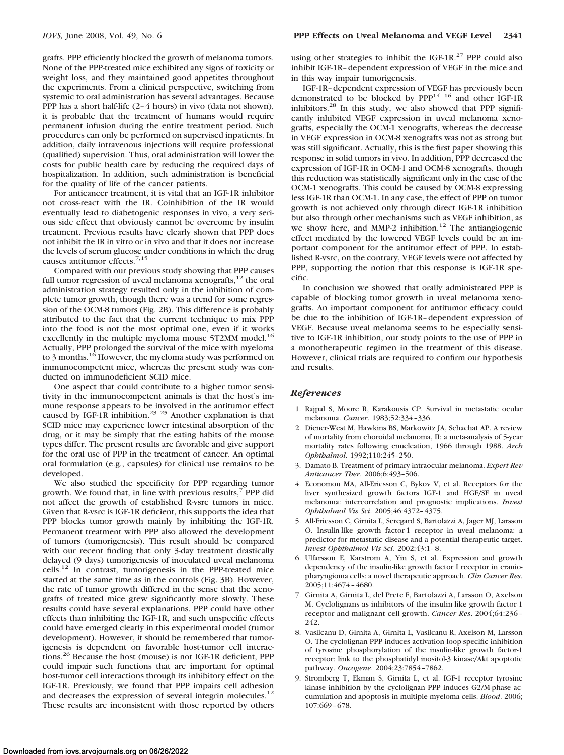grafts. PPP efficiently blocked the growth of melanoma tumors. None of the PPP-treated mice exhibited any signs of toxicity or weight loss, and they maintained good appetites throughout the experiments. From a clinical perspective, switching from systemic to oral administration has several advantages. Because PPP has a short half-life (2–4 hours) in vivo (data not shown), it is probable that the treatment of humans would require permanent infusion during the entire treatment period. Such procedures can only be performed on supervised inpatients. In addition, daily intravenous injections will require professional (qualified) supervision. Thus, oral administration will lower the costs for public health care by reducing the required days of hospitalization. In addition, such administration is beneficial for the quality of life of the cancer patients.

For anticancer treatment, it is vital that an IGF-1R inhibitor not cross-react with the IR. Coinhibition of the IR would eventually lead to diabetogenic responses in vivo, a very serious side effect that obviously cannot be overcome by insulin treatment. Previous results have clearly shown that PPP does not inhibit the IR in vitro or in vivo and that it does not increase the levels of serum glucose under conditions in which the drug causes antitumor effects.[7,15]

Compared with our previous study showing that PPP causes full tumor regression of uveal melanoma xenografts,[12] the oral administration strategy resulted only in the inhibition of complete tumor growth, though there was a trend for some regression of the OCM-8 tumors (Fig. 2B). This difference is probably attributed to the fact that the current technique to mix PPP into the food is not the most optimal one, even if it works excellently in the multiple myeloma mouse 5T2MM model.[16] Actually, PPP prolonged the survival of the mice with myeloma to 3 months.[16] However, the myeloma study was performed on immunocompetent mice, whereas the present study was conducted on immunodeficient SCID mice.

One aspect that could contribute to a higher tumor sensitivity in the immunocompetent animals is that the host's immune response appears to be involved in the antitumor effect caused by IGF-1R inhibition.[23–25] Another explanation is that SCID mice may experience lower intestinal absorption of the drug, or it may be simply that the eating habits of the mouse types differ. The present results are favorable and give support for the oral use of PPP in the treatment of cancer. An optimal oral formulation (e.g., capsules) for clinical use remains to be developed.

We also studied the specificity for PPP regarding tumor growth. We found that, in line with previous results,[7] PPP did not affect the growth of established R-vsrc tumors in mice. Given that R-vsrc is IGF-1R deficient, this supports the idea that PPP blocks tumor growth mainly by inhibiting the IGF-1R. Permanent treatment with PPP also allowed the development of tumors (tumorigenesis). This result should be compared with our recent finding that only 3-day treatment drastically delayed (9 days) tumorigenesis of inoculated uveal melanoma cells.[12] In contrast, tumorigenesis in the PPP-treated mice started at the same time as in the controls (Fig. 3B). However, the rate of tumor growth differed in the sense that the xenografts of treated mice grew significantly more slowly. These results could have several explanations. PPP could have other effects than inhibiting the IGF-1R, and such unspecific effects could have emerged clearly in this experimental model (tumor development). However, it should be remembered that tumorigenesis is dependent on favorable host-tumor cell interactions.[26] Because the host (mouse) is not IGF-1R deficient, PPP could impair such functions that are important for optimal host-tumor cell interactions through its inhibitory effect on the IGF-1R. Previously, we found that PPP impairs cell adhesion and decreases the expression of several integrin molecules.[12] These results are inconsistent with those reported by others using other strategies to inhibit the IGF-1R.[27] PPP could also inhibit IGF-1R–dependent expression of VEGF in the mice and in this way impair tumorigenesis.

IGF-1R–dependent expression of VEGF has previously been demonstrated to be blocked by PPP[14–16] and other IGF-1R inhibitors.[28] In this study, we also showed that PPP significantly inhibited VEGF expression in uveal melanoma xenografts, especially the OCM-1 xenografts, whereas the decrease in VEGF expression in OCM-8 xenografts was not as strong but was still significant. Actually, this is the first paper showing this response in solid tumors in vivo. In addition, PPP decreased the expression of IGF-1R in OCM-1 and OCM-8 xenografts, though this reduction was statistically significant only in the case of the OCM-1 xenografts. This could be caused by OCM-8 expressing less IGF-1R than OCM-1. In any case, the effect of PPP on tumor growth is not achieved only through direct IGF-1R inhibition but also through other mechanisms such as VEGF inhibition, as we show here, and MMP-2 inhibition.[12] The antiangiogenic effect mediated by the lowered VEGF levels could be an important component for the antitumor effect of PPP. In established R-vsrc, on the contrary, VEGF levels were not affected by PPP, supporting the notion that this response is IGF-1R specific.

In conclusion we showed that orally administrated PPP is capable of blocking tumor growth in uveal melanoma xenografts. An important component for antitumor efficacy could be due to the inhibition of IGF-1R–dependent expression of VEGF. Because uveal melanoma seems to be especially sensitive to IGF-1R inhibition, our study points to the use of PPP in a monotherapeutic regimen in the treatment of this disease. However, clinical trials are required to confirm our hypothesis and results.

## References

1. Rajpal S, Moore R, Karakousis CP. Survival in metastatic ocular melanoma. *Cancer*. 1983;52:334–336.
2. Diener-West M, Hawkins BS, Markowitz JA, Schachat AP. A review of mortality from choroidal melanoma, II: a meta-analysis of 5-year mortality rates following enucleation, 1966 through 1988. *Arch Ophthalmol*. 1992;110:245–250.
3. Damato B. Treatment of primary intraocular melanoma. *Expert Rev Anticancer Ther*. 2006;6:493–506.
4. Economou MA, All-Ericsson C, Bykov V, et al. Receptors for the liver synthesized growth factors IGF-1 and HGF/SF in uveal melanoma: intercorrelation and prognostic implications. *Invest Ophthalmol Vis Sci*. 2005;46:4372–4375.
5. All-Ericsson C, Girnita L, Seregard S, Bartolazzi A, Jager MJ, Larsson O. Insulin-like growth factor-1 receptor in uveal melanoma: a predictor for metastatic disease and a potential therapeutic target. *Invest Ophthalmol Vis Sci*. 2002;43:1–8.
6. Ulfarsson E, Karstrom A, Yin S, et al. Expression and growth dependency of the insulin-like growth factor I receptor in craniopharyngioma cells: a novel therapeutic approach. *Clin Cancer Res*. 2005;11:4674–4680.
7. Girnita A, Girnita L, del Prete F, Bartolazzi A, Larsson O, Axelson M. Cyclolignans as inhibitors of the insulin-like growth factor-1 receptor and malignant cell growth. *Cancer Res*. 2004;64:236–242.
8. Vasilcanu D, Girnita A, Girnita L, Vasilcanu R, Axelson M, Larsson O. The cyclolignan PPP induces activation loop-specific inhibition of tyrosine phosphorylation of the insulin-like growth factor-1 receptor: link to the phosphatidyl inositol-3 kinase/Akt apoptotic pathway. *Oncogene*. 2004;23:7854–7862.
9. Stromberg T, Ekman S, Girnita L, et al. IGF-1 receptor tyrosine kinase inhibition by the cyclolignan PPP induces G2/M-phase accumulation and apoptosis in multiple myeloma cells. *Blood*. 2006;107:669–678.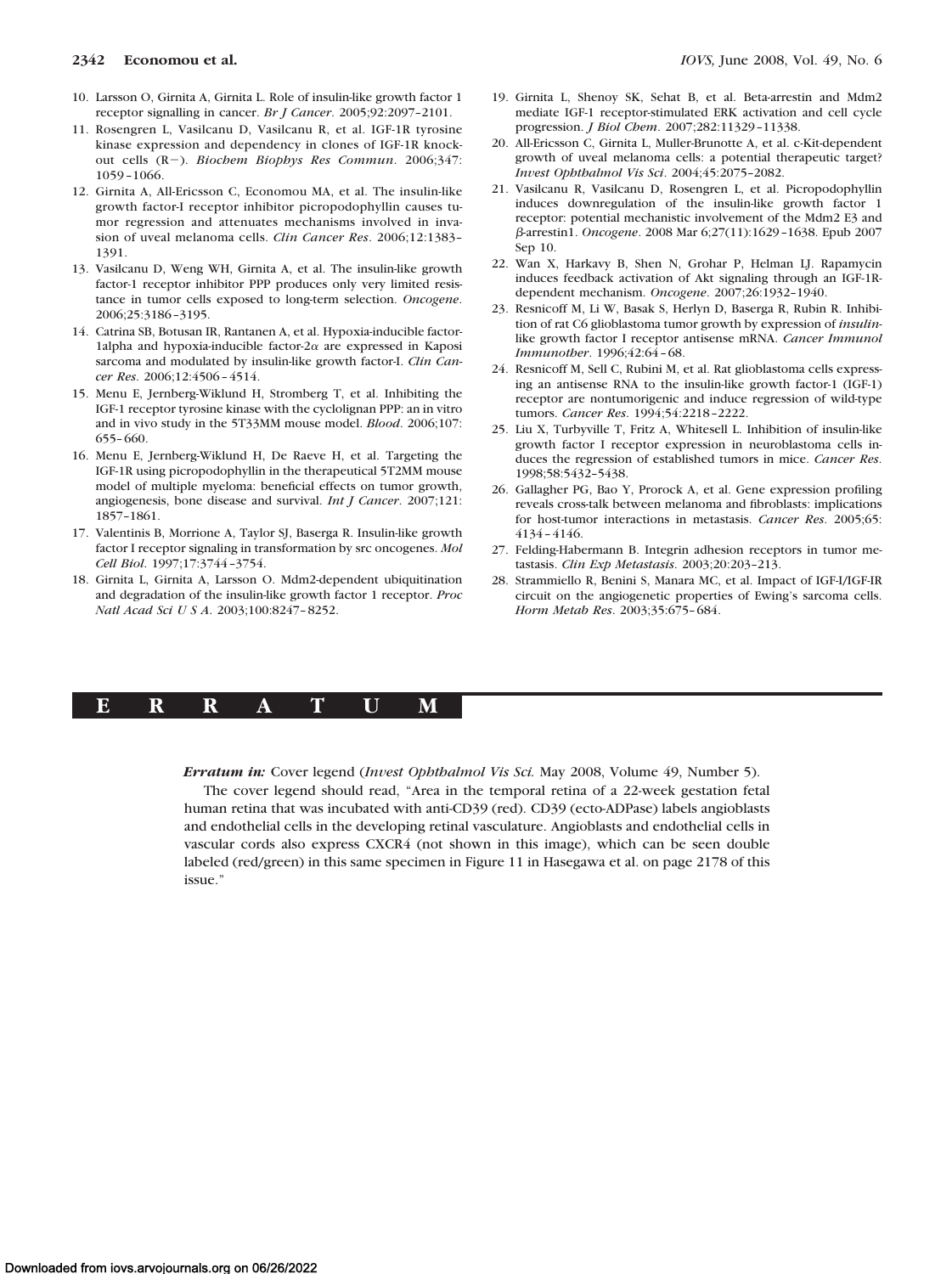10. Larsson O, Girnita A, Girnita L. Role of insulin-like growth factor 1 receptor signalling in cancer. *Br J Cancer*. 2005;92:2097–2101.
11. Rosengren L, Vasilcanu D, Vasilcanu R, et al. IGF-1R tyrosine kinase expression and dependency in clones of IGF-1R knockout cells (R−). *Biochem Biophys Res Commun*. 2006;347:1059–1066.
12. Girnita A, All-Ericsson C, Economou MA, et al. The insulin-like growth factor-I receptor inhibitor picropodophyllin causes tumor regression and attenuates mechanisms involved in invasion of uveal melanoma cells. *Clin Cancer Res*. 2006;12:1383–1391.
13. Vasilcanu D, Weng WH, Girnita A, et al. The insulin-like growth factor-1 receptor inhibitor PPP produces only very limited resistance in tumor cells exposed to long-term selection. *Oncogene*. 2006;25:3186–3195.
14. Catrina SB, Botusan IR, Rantanen A, et al. Hypoxia-inducible factor-1alpha and hypoxia-inducible factor-2α are expressed in Kaposi sarcoma and modulated by insulin-like growth factor-I. *Clin Cancer Res*. 2006;12:4506–4514.
15. Menu E, Jernberg-Wiklund H, Stromberg T, et al. Inhibiting the IGF-1 receptor tyrosine kinase with the cyclolignan PPP: an in vitro and in vivo study in the 5T33MM mouse model. *Blood*. 2006;107:655–660.
16. Menu E, Jernberg-Wiklund H, De Raeve H, et al. Targeting the IGF-1R using picropodophyllin in the therapeutical 5T2MM mouse model of multiple myeloma: beneficial effects on tumor growth, angiogenesis, bone disease and survival. *Int J Cancer*. 2007;121:1857–1861.
17. Valentinis B, Morrione A, Taylor SJ, Baserga R. Insulin-like growth factor I receptor signaling in transformation by src oncogenes. *Mol Cell Biol*. 1997;17:3744–3754.
18. Girnita L, Girnita A, Larsson O. Mdm2-dependent ubiquitination and degradation of the insulin-like growth factor 1 receptor. *Proc Natl Acad Sci U S A*. 2003;100:8247–8252.
19. Girnita L, Shenoy SK, Sehat B, et al. Beta-arrestin and Mdm2 mediate IGF-1 receptor-stimulated ERK activation and cell cycle progression. *J Biol Chem*. 2007;282:11329–11338.
20. All-Ericsson C, Girnita L, Muller-Brunotte A, et al. c-Kit-dependent growth of uveal melanoma cells: a potential therapeutic target? *Invest Ophthalmol Vis Sci*. 2004;45:2075–2082.
21. Vasilcanu R, Vasilcanu D, Rosengren L, et al. Picropodophyllin induces downregulation of the insulin-like growth factor 1 receptor: potential mechanistic involvement of the Mdm2 E3 and β-arrestin1. *Oncogene*. 2008 Mar 6;27(11):1629–1638. Epub 2007 Sep 10.
22. Wan X, Harkavy B, Shen N, Grohar P, Helman LJ. Rapamycin induces feedback activation of Akt signaling through an IGF-1R-dependent mechanism. *Oncogene*. 2007;26:1932–1940.
23. Resnicoff M, Li W, Basak S, Herlyn D, Baserga R, Rubin R. Inhibition of rat C6 glioblastoma tumor growth by expression of *insulin*-like growth factor I receptor antisense mRNA. *Cancer Immunol Immunother*. 1996;42:64–68.
24. Resnicoff M, Sell C, Rubini M, et al. Rat glioblastoma cells expressing an antisense RNA to the insulin-like growth factor-1 (IGF-1) receptor are nontumorigenic and induce regression of wild-type tumors. *Cancer Res*. 1994;54:2218–2222.
25. Liu X, Turbyville T, Fritz A, Whitesell L. Inhibition of insulin-like growth factor I receptor expression in neuroblastoma cells induces the regression of established tumors in mice. *Cancer Res*. 1998;58:5432–5438.
26. Gallagher PG, Bao Y, Prorock A, et al. Gene expression profiling reveals cross-talk between melanoma and fibroblasts: implications for host-tumor interactions in metastasis. *Cancer Res*. 2005;65:4134–4146.
27. Felding-Habermann B. Integrin adhesion receptors in tumor metastasis. *Clin Exp Metastasis*. 2003;20:203–213.
28. Strammiello R, Benini S, Manara MC, et al. Impact of IGF-I/IGF-IR circuit on the angiogenetic properties of Ewing's sarcoma cells. *Horm Metab Res*. 2003;35:675–684.

# ERRATUM

***Erratum in:*** Cover legend (*Invest Ophthalmol Vis Sci.* May 2008, Volume 49, Number 5).

The cover legend should read, "Area in the temporal retina of a 22-week gestation fetal human retina that was incubated with anti-CD39 (red). CD39 (ecto-ADPase) labels angioblasts and endothelial cells in the developing retinal vasculature. Angioblasts and endothelial cells in vascular cords also express CXCR4 (not shown in this image), which can be seen double labeled (red/green) in this same specimen in Figure 11 in Hasegawa et al. on page 2178 of this issue."